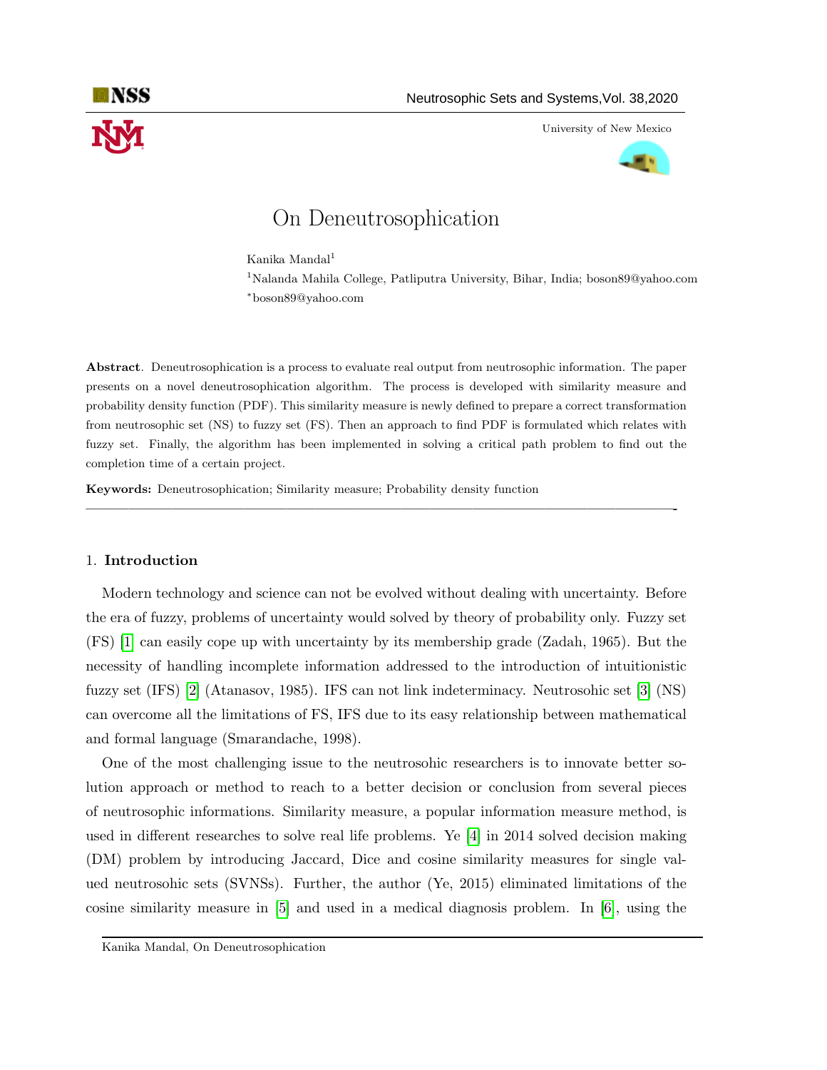# On Deneutrosophication

Kanika Mandal[1]

[1]Nalanda Mahila College, Patliputra University, Bihar, India; boson89@yahoo.com

*boson89@yahoo.com

**Abstract**. Deneutrosophication is a process to evaluate real output from neutrosophic information. The paper presents on a novel deneutrosophication algorithm. The process is developed with similarity measure and probability density function (PDF). This similarity measure is newly defined to prepare a correct transformation from neutrosophic set (NS) to fuzzy set (FS). Then an approach to find PDF is formulated which relates with fuzzy set. Finally, the algorithm has been implemented in solving a critical path problem to find out the completion time of a certain project.

**Keywords:** Deneutrosophication; Similarity measure; Probability density function

## 1. Introduction

Modern technology and science can not be evolved without dealing with uncertainty. Before the era of fuzzy, problems of uncertainty would solved by theory of probability only. Fuzzy set (FS) [1] can easily cope up with uncertainty by its membership grade (Zadah, 1965). But the necessity of handling incomplete information addressed to the introduction of intuitionistic fuzzy set (IFS) [2] (Atanasov, 1985). IFS can not link indeterminacy. Neutrosohic set [3] (NS) can overcome all the limitations of FS, IFS due to its easy relationship between mathematical and formal language (Smarandache, 1998).

One of the most challenging issue to the neutrosohic researchers is to innovate better solution approach or method to reach to a better decision or conclusion from several pieces of neutrosophic informations. Similarity measure, a popular information measure method, is used in different researches to solve real life problems. Ye [4] in 2014 solved decision making (DM) problem by introducing Jaccard, Dice and cosine similarity measures for single valued neutrosohic sets (SVNSs). Further, the author (Ye, 2015) eliminated limitations of the cosine similarity measure in [5] and used in a medical diagnosis problem. In [6], using the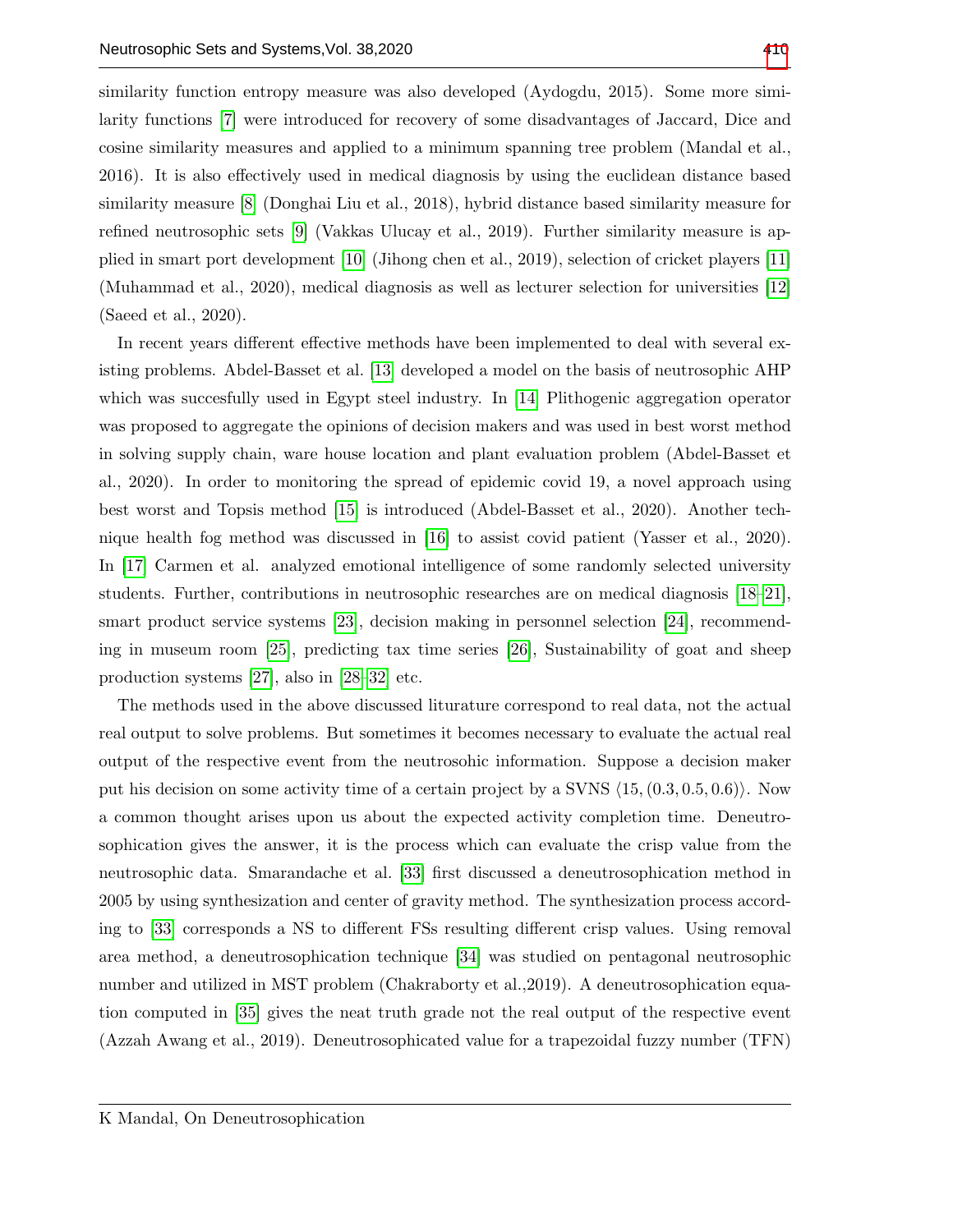similarity function entropy measure was also developed (Aydogdu, 2015). Some more similarity functions [7] were introduced for recovery of some disadvantages of Jaccard, Dice and cosine similarity measures and applied to a minimum spanning tree problem (Mandal et al., 2016). It is also effectively used in medical diagnosis by using the euclidean distance based similarity measure [8] (Donghai Liu et al., 2018), hybrid distance based similarity measure for refined neutrosophic sets [9] (Vakkas Ulucay et al., 2019). Further similarity measure is applied in smart port development [10] (Jihong chen et al., 2019), selection of cricket players [11] (Muhammad et al., 2020), medical diagnosis as well as lecturer selection for universities [12] (Saeed et al., 2020).

In recent years different effective methods have been implemented to deal with several existing problems. Abdel-Basset et al. [13] developed a model on the basis of neutrosophic AHP which was succesfully used in Egypt steel industry. In [14] Plithogenic aggregation operator was proposed to aggregate the opinions of decision makers and was used in best worst method in solving supply chain, ware house location and plant evaluation problem (Abdel-Basset et al., 2020). In order to monitoring the spread of epidemic covid 19, a novel approach using best worst and Topsis method [15] is introduced (Abdel-Basset et al., 2020). Another technique health fog method was discussed in [16] to assist covid patient (Yasser et al., 2020). In [17] Carmen et al. analyzed emotional intelligence of some randomly selected university students. Further, contributions in neutrosophic researches are on medical diagnosis [18–21], smart product service systems [23], decision making in personnel selection [24], recommending in museum room [25], predicting tax time series [26], Sustainability of goat and sheep production systems [27], also in [28–32] etc.

The methods used in the above discussed liturature correspond to real data, not the actual real output to solve problems. But sometimes it becomes necessary to evaluate the actual real output of the respective event from the neutrosohic information. Suppose a decision maker put his decision on some activity time of a certain project by a SVNS $\langle 15, (0.3, 0.5, 0.6)\rangle$. Now a common thought arises upon us about the expected activity completion time. Deneutrosophication gives the answer, it is the process which can evaluate the crisp value from the neutrosophic data. Smarandache et al. [33] first discussed a deneutrosophication method in 2005 by using synthesization and center of gravity method. The synthesization process according to [33] corresponds a NS to different FSs resulting different crisp values. Using removal area method, a deneutrosophication technique [34] was studied on pentagonal neutrosophic number and utilized in MST problem (Chakraborty et al.,2019). A deneutrosophication equation computed in [35] gives the neat truth grade not the real output of the respective event (Azzah Awang et al., 2019). Deneutrosophicated value for a trapezoidal fuzzy number (TFN)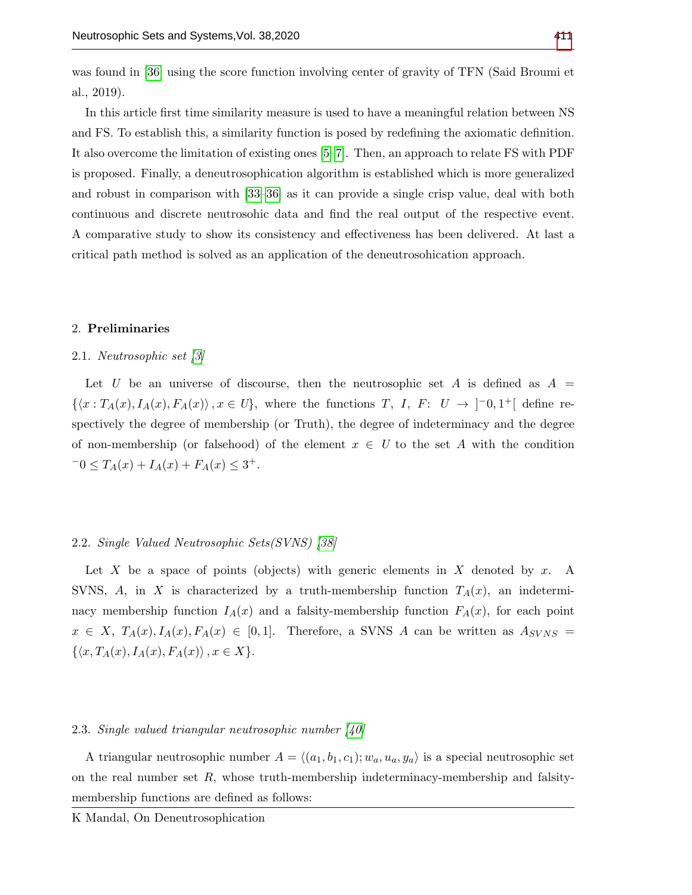was found in [36] using the score function involving center of gravity of TFN (Said Broumi et al., 2019).

In this article first time similarity measure is used to have a meaningful relation between NS and FS. To establish this, a similarity function is posed by redefining the axiomatic definition. It also overcome the limitation of existing ones [5–7]. Then, an approach to relate FS with PDF is proposed. Finally, a deneutrosophication algorithm is established which is more generalized and robust in comparison with [33–36] as it can provide a single crisp value, deal with both continuous and discrete neutrosohic data and find the real output of the respective event. A comparative study to show its consistency and effectiveness has been delivered. At last a critical path method is solved as an application of the deneutrosohication approach.

## 2. Preliminaries

### 2.1. *Neutrosophic set [3]*

Let $U$ be an universe of discourse, then the neutrosophic set $A$ is defined as $A = \{\langle x : T_A(x), I_A(x), F_A(x)\rangle, x \in U\}$, where the functions $T$, $I$, $F$: $U \to ]^{-}0, 1^{+}[$ define respectively the degree of membership (or Truth), the degree of indeterminacy and the degree of non-membership (or falsehood) of the element $x \in U$ to the set $A$ with the condition $^{-}0 \leq T_A(x) + I_A(x) + F_A(x) \leq 3^{+}$.

### 2.2. *Single Valued Neutrosophic Sets(SVNS) [38]*

Let $X$ be a space of points (objects) with generic elements in $X$ denoted by $x$. A SVNS, $A$, in $X$ is characterized by a truth-membership function $T_A(x)$, an indeterminacy membership function $I_A(x)$ and a falsity-membership function $F_A(x)$, for each point $x \in X$, $T_A(x), I_A(x), F_A(x) \in [0, 1]$. Therefore, a SVNS $A$ can be written as $A_{SVNS} = \{\langle x, T_A(x), I_A(x), F_A(x)\rangle, x \in X\}$.

### 2.3. *Single valued triangular neutrosophic number [40]*

A triangular neutrosophic number $A = \langle(a_1, b_1, c_1); w_a, u_a, y_a\rangle$ is a special neutrosophic set on the real number set $R$, whose truth-membership indeterminacy-membership and falsity-membership functions are defined as follows: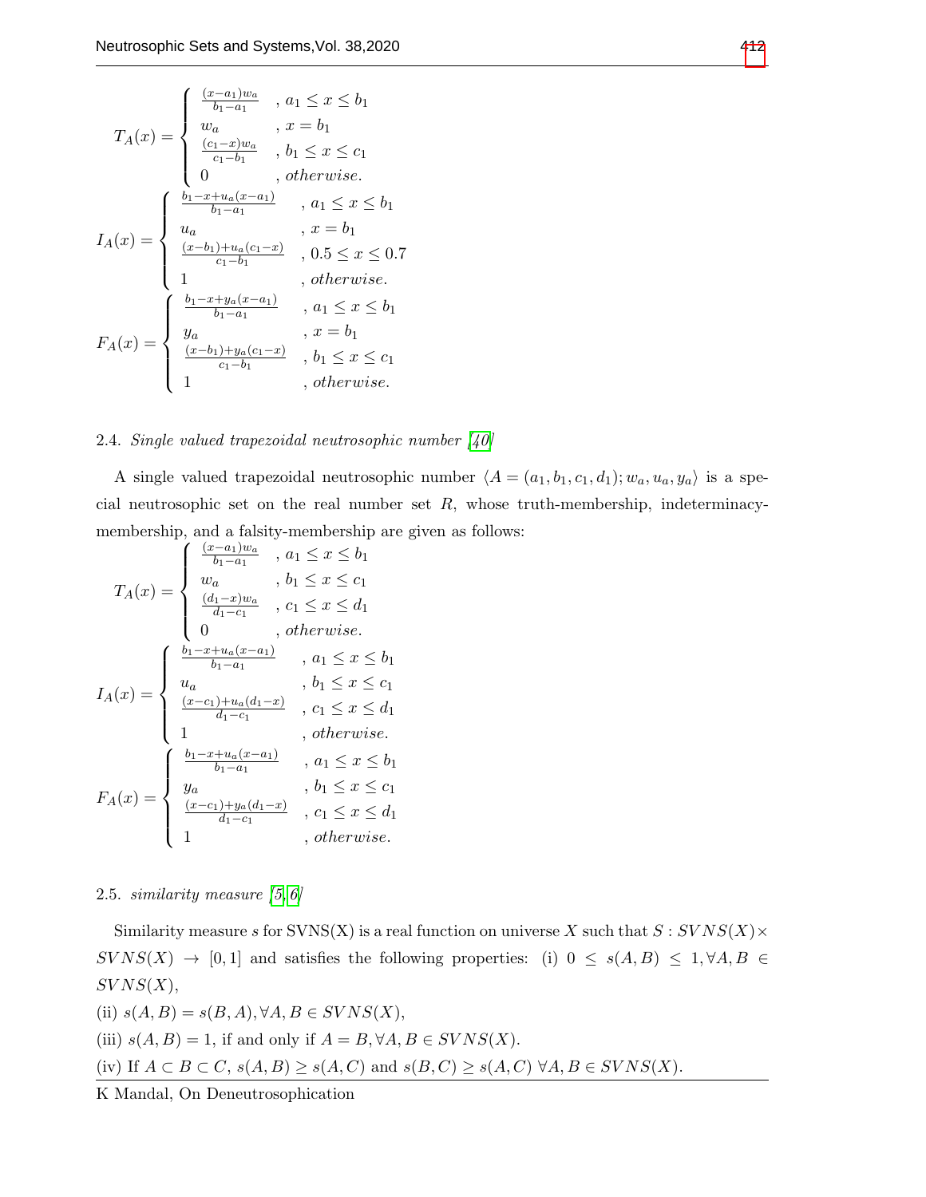$$T_A(x) = \begin{cases} \frac{(x-a_1)w_a}{b_1-a_1} & , a_1 \le x \le b_1 \\ w_a & , x = b_1 \\ \frac{(c_1-x)w_a}{c_1-b_1} & , b_1 \le x \le c_1 \\ 0 & , otherwise. \end{cases}$$

$$I_A(x) = \begin{cases} \frac{b_1-x+u_a(x-a_1)}{b_1-a_1} & , a_1 \le x \le b_1 \\ u_a & , x = b_1 \\ \frac{(x-b_1)+u_a(c_1-x)}{c_1-b_1} & , 0.5 \le x \le 0.7 \\ 1 & , otherwise. \end{cases}$$

$$F_A(x) = \begin{cases} \frac{b_1-x+y_a(x-a_1)}{b_1-a_1} & , a_1 \le x \le b_1 \\ y_a & , x = b_1 \\ \frac{(x-b_1)+y_a(c_1-x)}{c_1-b_1} & , b_1 \le x \le c_1 \\ 1 & , otherwise. \end{cases}$$

### 2.4. *Single valued trapezoidal neutrosophic number [40]*

A single valued trapezoidal neutrosophic number $\langle A = (a_1, b_1, c_1, d_1); w_a, u_a, y_a \rangle$ is a special neutrosophic set on the real number set $R$, whose truth-membership, indeterminacy-membership, and a falsity-membership are given as follows:

$$T_A(x) = \begin{cases} \frac{(x-a_1)w_a}{b_1-a_1} & , a_1 \le x \le b_1 \\ w_a & , b_1 \le x \le c_1 \\ \frac{(d_1-x)w_a}{d_1-c_1} & , c_1 \le x \le d_1 \\ 0 & , otherwise. \end{cases}$$

$$I_A(x) = \begin{cases} \frac{b_1-x+u_a(x-a_1)}{b_1-a_1} & , a_1 \le x \le b_1 \\ u_a & , b_1 \le x \le c_1 \\ \frac{(x-c_1)+u_a(d_1-x)}{d_1-c_1} & , c_1 \le x \le d_1 \\ 1 & , otherwise. \end{cases}$$

$$F_A(x) = \begin{cases} \frac{b_1-x+u_a(x-a_1)}{b_1-a_1} & , a_1 \le x \le b_1 \\ y_a & , b_1 \le x \le c_1 \\ \frac{(x-c_1)+y_a(d_1-x)}{d_1-c_1} & , c_1 \le x \le d_1 \\ 1 & , otherwise. \end{cases}$$

### 2.5. *similarity measure [5, 6]*

Similarity measure $s$ for SVNS(X) is a real function on universe $X$ such that $S : SVNS(X) \times SVNS(X) \rightarrow [0, 1]$ and satisfies the following properties: (i) $0 \le s(A, B) \le 1, \forall A, B \in SVNS(X)$,

(ii) $s(A, B) = s(B, A), \forall A, B \in SVNS(X)$,

(iii) $s(A, B) = 1$, if and only if $A = B, \forall A, B \in SVNS(X)$.

(iv) If $A \subset B \subset C$, $s(A, B) \ge s(A, C)$ and $s(B, C) \ge s(A, C)$ $\forall A, B \in SVNS(X)$.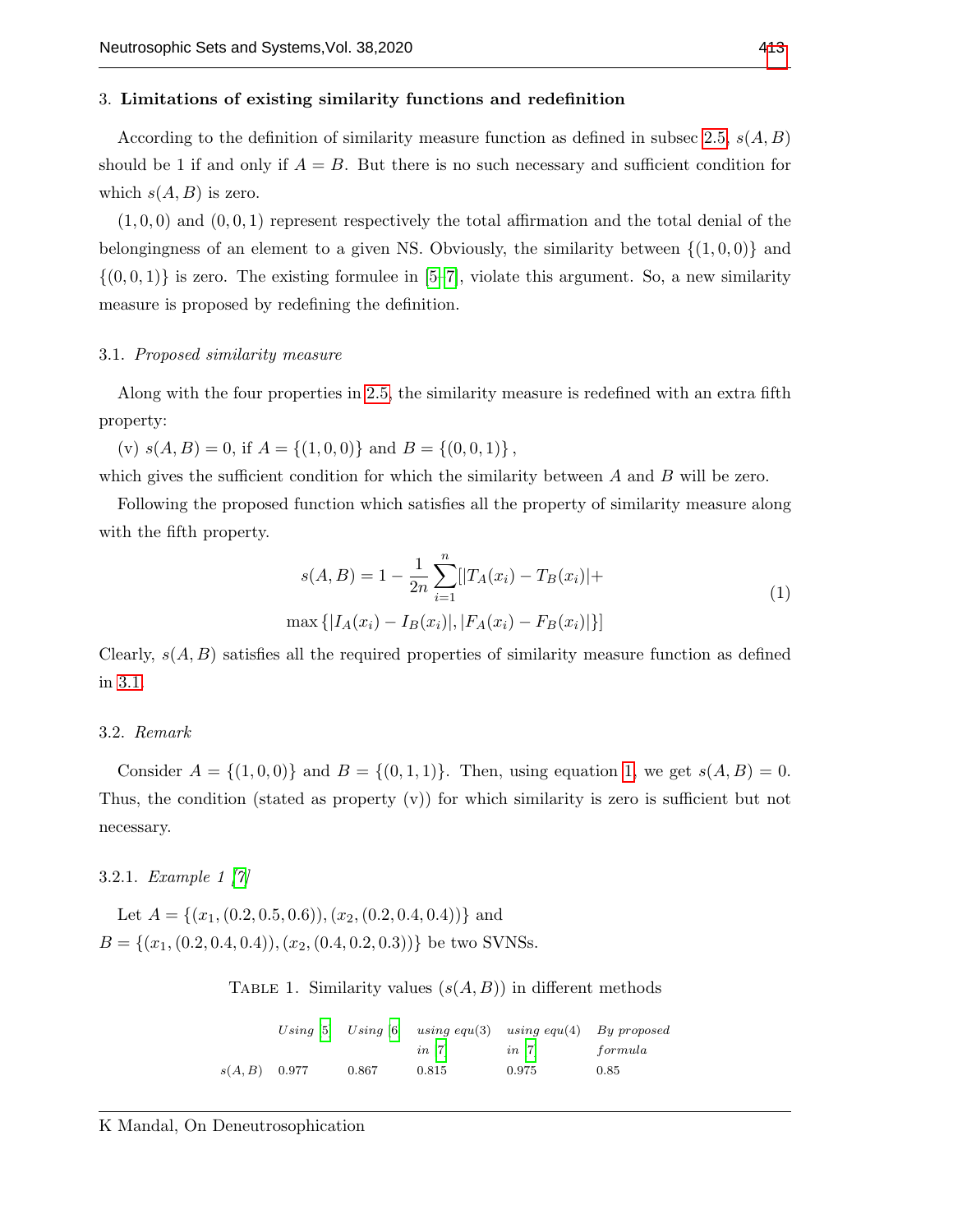## 3. Limitations of existing similarity functions and redefinition

According to the definition of similarity measure function as defined in subsec 2.5, $s(A, B)$ should be 1 if and only if $A = B$. But there is no such necessary and sufficient condition for which $s(A, B)$ is zero.

$(1, 0, 0)$ and $(0, 0, 1)$ represent respectively the total affirmation and the total denial of the belongingness of an element to a given NS. Obviously, the similarity between $\{(1, 0, 0)\}$ and $\{(0, 0, 1)\}$ is zero. The existing formulee in [5–7], violate this argument. So, a new similarity measure is proposed by redefining the definition.

### 3.1. *Proposed similarity measure*

Along with the four properties in 2.5, the similarity measure is redefined with an extra fifth property:

(v) $s(A, B) = 0$, if $A = \{(1, 0, 0)\}$ and $B = \{(0, 0, 1)\}$,

which gives the sufficient condition for which the similarity between $A$ and $B$ will be zero.

Following the proposed function which satisfies all the property of similarity measure along with the fifth property.

$$s(A, B) = 1 - \frac{1}{2n} \sum_{i=1}^{n} [|T_A(x_i) - T_B(x_i)| + \max\{|I_A(x_i) - I_B(x_i)|, |F_A(x_i) - F_B(x_i)|\}] \tag{1}$$

Clearly, $s(A, B)$ satisfies all the required properties of similarity measure function as defined in 3.1.

### 3.2. *Remark*

Consider $A = \{(1, 0, 0)\}$ and $B = \{(0, 1, 1)\}$. Then, using equation 1, we get $s(A, B) = 0$. Thus, the condition (stated as property (v)) for which similarity is zero is sufficient but not necessary.

#### 3.2.1. *Example 1 [7]*

Let $A = \{(x_1, (0.2, 0.5, 0.6)), (x_2, (0.2, 0.4, 0.4))\}$ and $B = \{(x_1, (0.2, 0.4, 0.4)), (x_2, (0.4, 0.2, 0.3))\}$ be two SVNSs.

Table 1. Similarity values ($s(A, B)$) in different methods

| | *Using [5]* | *Using [6]* | *using equ(3) in [7]* | *using equ(4) in [7]* | *By proposed formula* |
|---|---|---|---|---|---|
| $s(A, B)$ | 0.977 | 0.867 | 0.815 | 0.975 | 0.85 |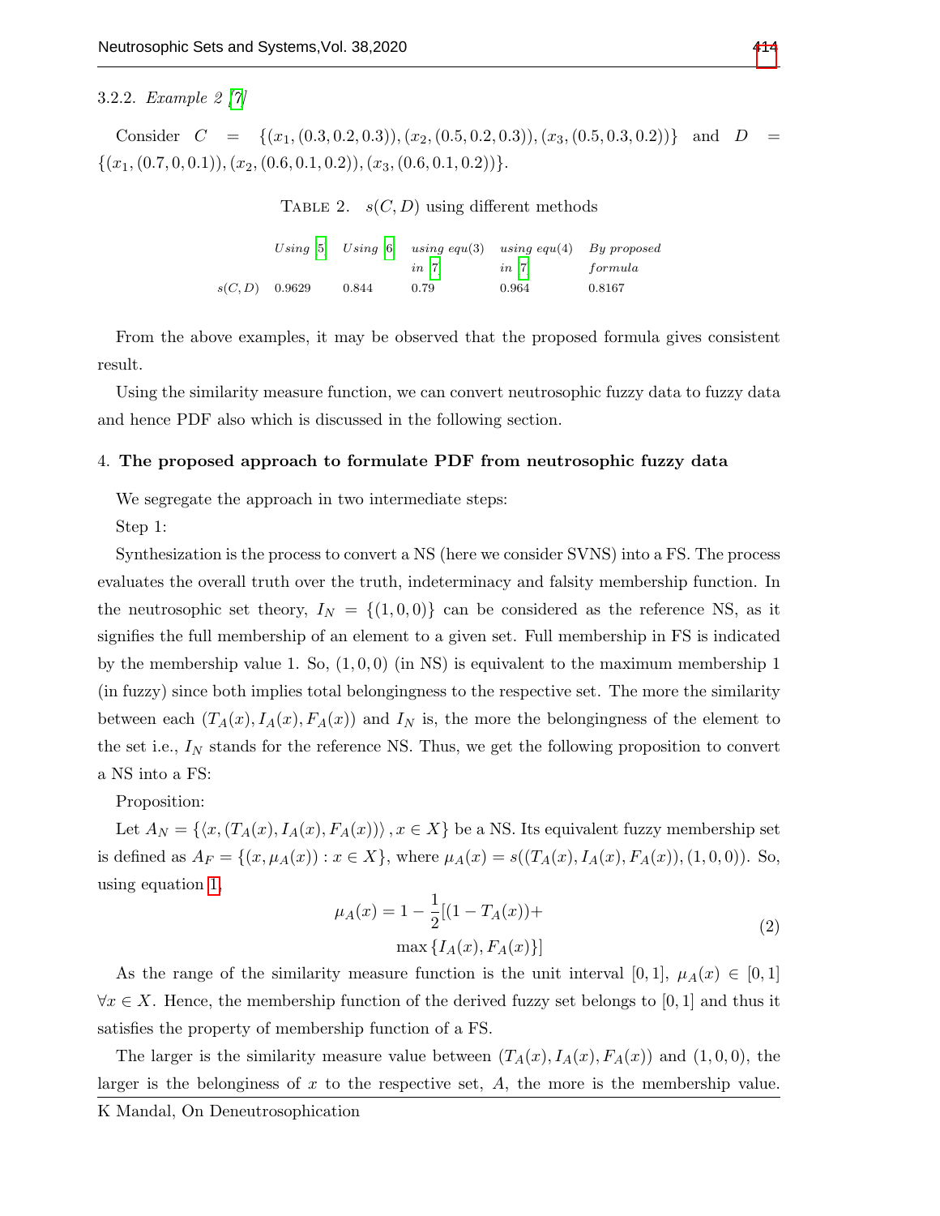3.2.2. *Example 2 [7]*

Consider $C = \{(x_1,(0.3,0.2,0.3)),(x_2,(0.5,0.2,0.3)),(x_3,(0.5,0.3,0.2))\}$ and $D = \{(x_1,(0.7,0,0.1)),(x_2,(0.6,0.1,0.2)),(x_3,(0.6,0.1,0.2))\}$.

TABLE 2. $s(C, D)$ using different methods

| | *Using [5]* | *Using [6]* | *using equ(3) in [7]* | *using equ(4) in [7]* | *By proposed formula* |
|---|---|---|---|---|---|
| $s(C,D)$ | 0.9629 | 0.844 | 0.79 | 0.964 | 0.8167 |

From the above examples, it may be observed that the proposed formula gives consistent result.

Using the similarity measure function, we can convert neutrosophic fuzzy data to fuzzy data and hence PDF also which is discussed in the following section.

## 4. The proposed approach to formulate PDF from neutrosophic fuzzy data

We segregate the approach in two intermediate steps:

Step 1:

Synthesization is the process to convert a NS (here we consider SVNS) into a FS. The process evaluates the overall truth over the truth, indeterminacy and falsity membership function. In the neutrosophic set theory, $I_N = \{(1,0,0)\}$ can be considered as the reference NS, as it signifies the full membership of an element to a given set. Full membership in FS is indicated by the membership value 1. So, $(1,0,0)$ (in NS) is equivalent to the maximum membership 1 (in fuzzy) since both implies total belongingness to the respective set. The more the similarity between each $(T_A(x), I_A(x), F_A(x))$ and $I_N$ is, the more the belongingness of the element to the set i.e., $I_N$ stands for the reference NS. Thus, we get the following proposition to convert a NS into a FS:

Proposition:

Let $A_N = \{\langle x, (T_A(x), I_A(x), F_A(x))\rangle, x \in X\}$ be a NS. Its equivalent fuzzy membership set is defined as $A_F = \{(x, \mu_A(x)) : x \in X\}$, where $\mu_A(x) = s((T_A(x), I_A(x), F_A(x)), (1,0,0))$. So, using equation 1,

$$\mu_A(x) = 1 - \frac{1}{2}[(1 - T_A(x)) + \max\{I_A(x), F_A(x)\}] \tag{2}$$

As the range of the similarity measure function is the unit interval $[0,1]$, $\mu_A(x) \in [0,1]$ $\forall x \in X$. Hence, the membership function of the derived fuzzy set belongs to $[0,1]$ and thus it satisfies the property of membership function of a FS.

The larger is the similarity measure value between $(T_A(x), I_A(x), F_A(x))$ and $(1,0,0)$, the larger is the beloginess of $x$ to the respective set, $A$, the more is the membership value.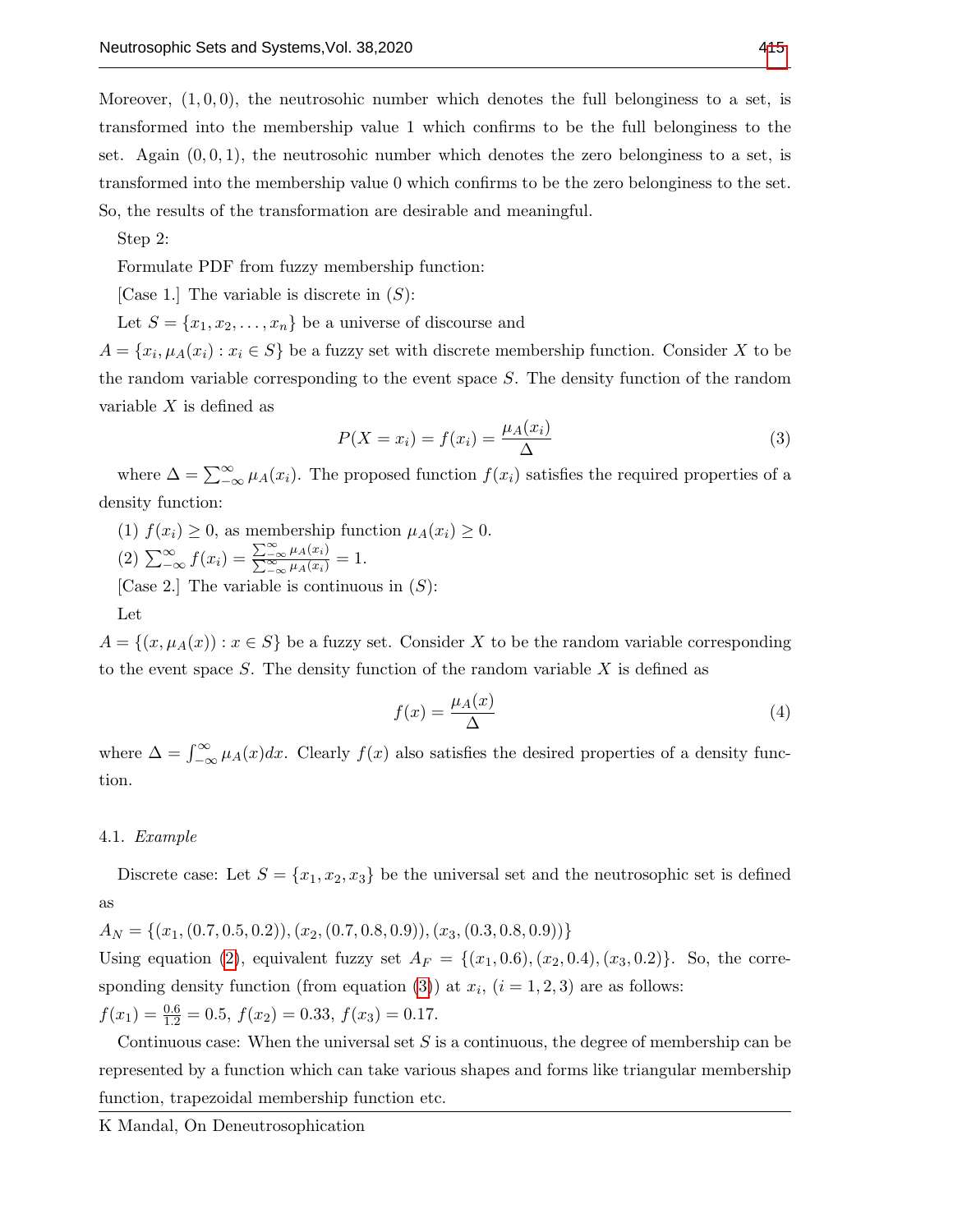Moreover, $(1,0,0)$, the neutrosohic number which denotes the full belongingness to a set, is transformed into the membership value 1 which confirms to be the full belongingness to the set. Again $(0,0,1)$, the neutrosohic number which denotes the zero belongingness to a set, is transformed into the membership value 0 which confirms to be the zero belongingness to the set. So, the results of the transformation are desirable and meaningful.

Step 2:

Formulate PDF from fuzzy membership function:

[Case 1.] The variable is discrete in $(S)$:

Let $S = \{x_1, x_2, \ldots, x_n\}$ be a universe of discourse and $A = \{x_i, \mu_A(x_i) : x_i \in S\}$ be a fuzzy set with discrete membership function. Consider $X$ to be the random variable corresponding to the event space $S$. The density function of the random variable $X$ is defined as

$$P(X = x_i) = f(x_i) = \frac{\mu_A(x_i)}{\Delta} \tag{3}$$

where $\Delta = \sum_{-\infty}^{\infty} \mu_A(x_i)$. The proposed function $f(x_i)$ satisfies the required properties of a density function:

(1) $f(x_i) \geq 0$, as membership function $\mu_A(x_i) \geq 0$.

(2) $\sum_{-\infty}^{\infty} f(x_i) = \frac{\sum_{-\infty}^{\infty} \mu_A(x_i)}{\sum_{-\infty}^{\infty} \mu_A(x_i)} = 1$.

[Case 2.] The variable is continuous in $(S)$:

Let

$A = \{(x, \mu_A(x)) : x \in S\}$ be a fuzzy set. Consider $X$ to be the random variable corresponding to the event space $S$. The density function of the random variable $X$ is defined as

$$f(x) = \frac{\mu_A(x)}{\Delta} \tag{4}$$

where $\Delta = \int_{-\infty}^{\infty} \mu_A(x)dx$. Clearly $f(x)$ also satisfies the desired properties of a density function.

4.1. *Example*

Discrete case: Let $S = \{x_1, x_2, x_3\}$ be the universal set and the neutrosophic set is defined as

$A_N = \{(x_1, (0.7, 0.5, 0.2)), (x_2, (0.7, 0.8, 0.9)), (x_3, (0.3, 0.8, 0.9))\}$

Using equation (2), equivalent fuzzy set $A_F = \{(x_1, 0.6), (x_2, 0.4), (x_3, 0.2)\}$. So, the corresponding density function (from equation (3)) at $x_i$, $(i = 1, 2, 3)$ are as follows:

$f(x_1) = \frac{0.6}{1.2} = 0.5,\ f(x_2) = 0.33,\ f(x_3) = 0.17.$

Continuous case: When the universal set $S$ is a continuous, the degree of membership can be represented by a function which can take various shapes and forms like triangular membership function, trapezoidal membership function etc.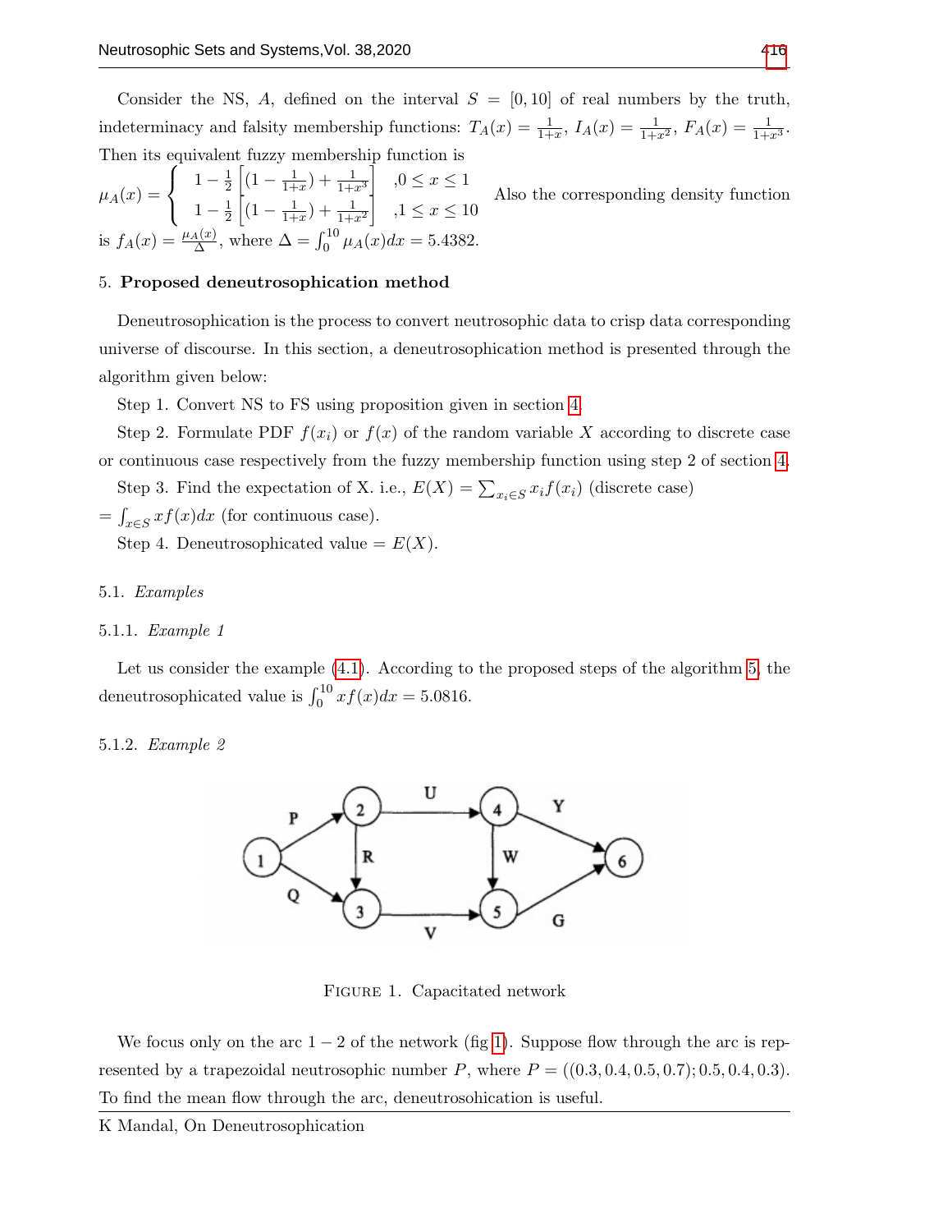Consider the NS, $A$, defined on the interval $S = [0, 10]$ of real numbers by the truth, indeterminacy and falsity membership functions: $T_A(x) = \frac{1}{1+x}$, $I_A(x) = \frac{1}{1+x^2}$, $F_A(x) = \frac{1}{1+x^3}$. Then its equivalent fuzzy membership function is

$$\mu_A(x) = \begin{cases} 1 - \frac{1}{2}\left[(1 - \frac{1}{1+x}) + \frac{1}{1+x^3}\right] & ,0 \leq x \leq 1 \\ 1 - \frac{1}{2}\left[(1 - \frac{1}{1+x}) + \frac{1}{1+x^2}\right] & ,1 \leq x \leq 10 \end{cases}$$

Also the corresponding density function is $f_A(x) = \frac{\mu_A(x)}{\Delta}$, where $\Delta = \int_0^{10} \mu_A(x)dx = 5.4382$.

## 5. Proposed deneutrosophication method

Deneutrosophication is the process to convert neutrosophic data to crisp data corresponding universe of discourse. In this section, a deneutrosophication method is presented through the algorithm given below:

Step 1. Convert NS to FS using proposition given in section 4.

Step 2. Formulate PDF $f(x_i)$ or $f(x)$ of the random variable $X$ according to discrete case or continuous case respectively from the fuzzy membership function using step 2 of section 4.

Step 3. Find the expectation of X. i.e., $E(X) = \sum_{x_i \in S} x_i f(x_i)$ (discrete case) $= \int_{x \in S} x f(x)dx$ (for continuous case).

Step 4. Deneutrosophicated value $= E(X)$.

### 5.1. *Examples*

#### 5.1.1. *Example 1*

Let us consider the example (4.1). According to the proposed steps of the algorithm 5, the deneutrosophicated value is $\int_0^{10} x f(x)dx = 5.0816$.

#### 5.1.2. *Example 2*

FIGURE 1. Capacitated network

We focus only on the arc $1 - 2$ of the network (fig 1). Suppose flow through the arc is represented by a trapezoidal neutrosophic number $P$, where $P = ((0.3, 0.4, 0.5, 0.7); 0.5, 0.4, 0.3)$. To find the mean flow through the arc, deneutrosohication is useful.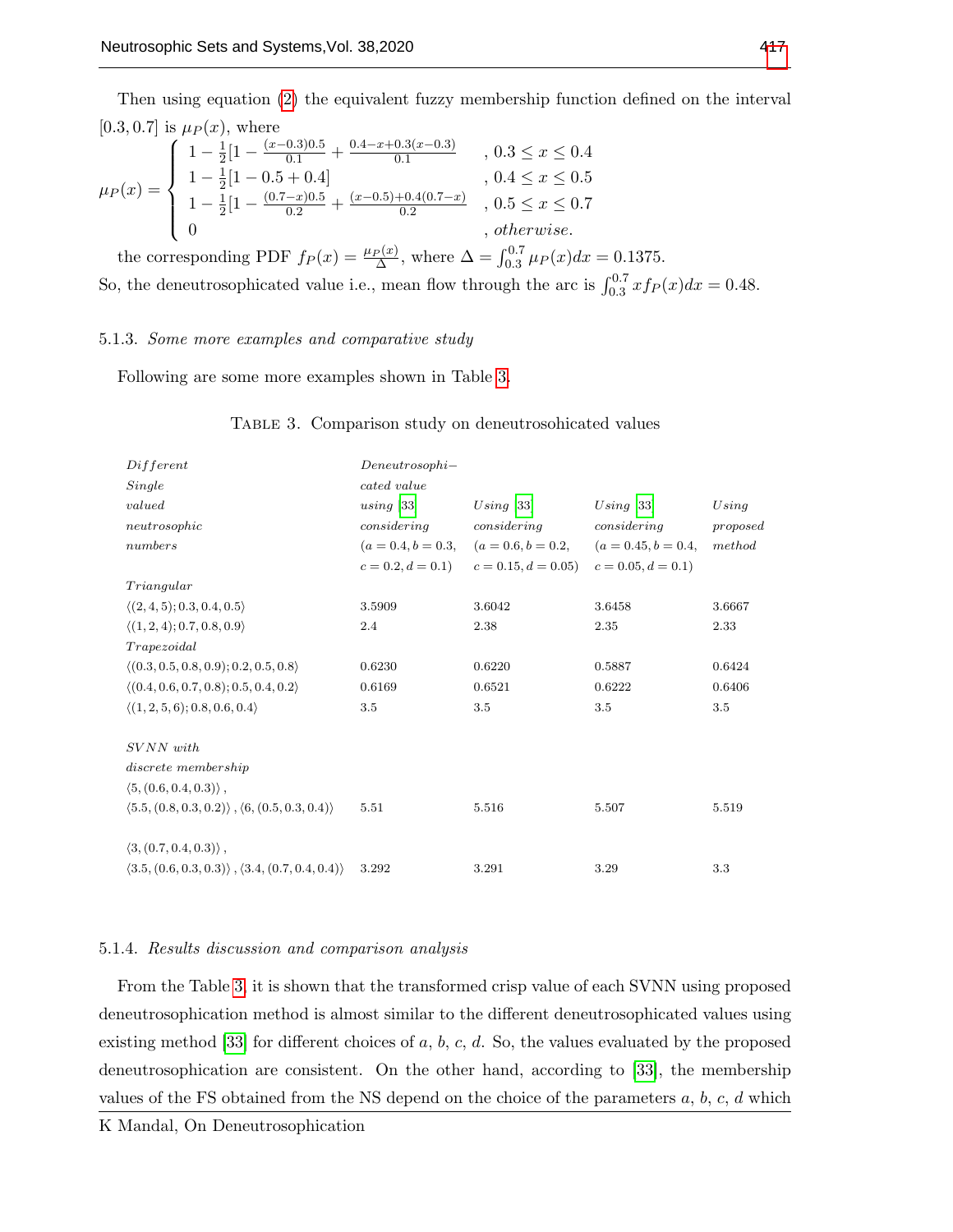Then using equation (2) the equivalent fuzzy membership function defined on the interval $[0.3, 0.7]$ is $\mu_P(x)$, where

$$\mu_P(x) = \begin{cases} 1 - \frac{1}{2}[1 - \frac{(x-0.3)0.5}{0.1} + \frac{0.4-x+0.3(x-0.3)}{0.1} & , 0.3 \leq x \leq 0.4 \\ 1 - \frac{1}{2}[1 - 0.5 + 0.4] & , 0.4 \leq x \leq 0.5 \\ 1 - \frac{1}{2}[1 - \frac{(0.7-x)0.5}{0.2} + \frac{(x-0.5)+0.4(0.7-x)}{0.2} & , 0.5 \leq x \leq 0.7 \\ 0 & , otherwise. \end{cases}$$

the corresponding PDF $f_P(x) = \frac{\mu_P(x)}{\Delta}$, where $\Delta = \int_{0.3}^{0.7} \mu_P(x)dx = 0.1375$.
So, the deneutrosophicated value i.e., mean flow through the arc is $\int_{0.3}^{0.7} x f_P(x)dx = 0.48$.

### 5.1.3. *Some more examples and comparative study*

Following are some more examples shown in Table 3.

TABLE 3. Comparison study on deneutrosohicated values

| *Different Single valued neutrosophic numbers* | *Deneutrosophicated value using [33] considering* ($a = 0.4, b = 0.3, c = 0.2, d = 0.1$) | *Using [33] considering* ($a = 0.6, b = 0.2, c = 0.15, d = 0.05$) | *Using [33] considering* ($a = 0.45, b = 0.4, c = 0.05, d = 0.1$) | *Using proposed method* |
|---|---|---|---|---|
| *Triangular* | | | | |
| $\langle(2, 4, 5); 0.3, 0.4, 0.5\rangle$ | 3.5909 | 3.6042 | 3.6458 | 3.6667 |
| $\langle(1, 2, 4); 0.7, 0.8, 0.9\rangle$ | 2.4 | 2.38 | 2.35 | 2.33 |
| *Trapezoidal* | | | | |
| $\langle(0.3, 0.5, 0.8, 0.9); 0.2, 0.5, 0.8\rangle$ | 0.6230 | 0.6220 | 0.5887 | 0.6424 |
| $\langle(0.4, 0.6, 0.7, 0.8); 0.5, 0.4, 0.2\rangle$ | 0.6169 | 0.6521 | 0.6222 | 0.6406 |
| $\langle(1, 2, 5, 6); 0.8, 0.6, 0.4\rangle$ | 3.5 | 3.5 | 3.5 | 3.5 |
| *SVNN with discrete membership* | | | | |
| $\langle 5, (0.6, 0.4, 0.3)\rangle$, $\langle 5.5, (0.8, 0.3, 0.2)\rangle$, $\langle 6, (0.5, 0.3, 0.4)\rangle$ | 5.51 | 5.516 | 5.507 | 5.519 |
| $\langle 3, (0.7, 0.4, 0.3)\rangle$, $\langle 3.5, (0.6, 0.3, 0.3)\rangle$, $\langle 3.4, (0.7, 0.4, 0.4)\rangle$ | 3.292 | 3.291 | 3.29 | 3.3 |

### 5.1.4. *Results discussion and comparison analysis*

From the Table 3, it is shown that the transformed crisp value of each SVNN using proposed deneutrosophication method is almost similar to the different deneutrosophicated values using existing method [33] for different choices of $a$, $b$, $c$, $d$. So, the values evaluated by the proposed deneutrosophication are consistent. On the other hand, according to [33], the membership values of the FS obtained from the NS depend on the choice of the parameters $a$, $b$, $c$, $d$ which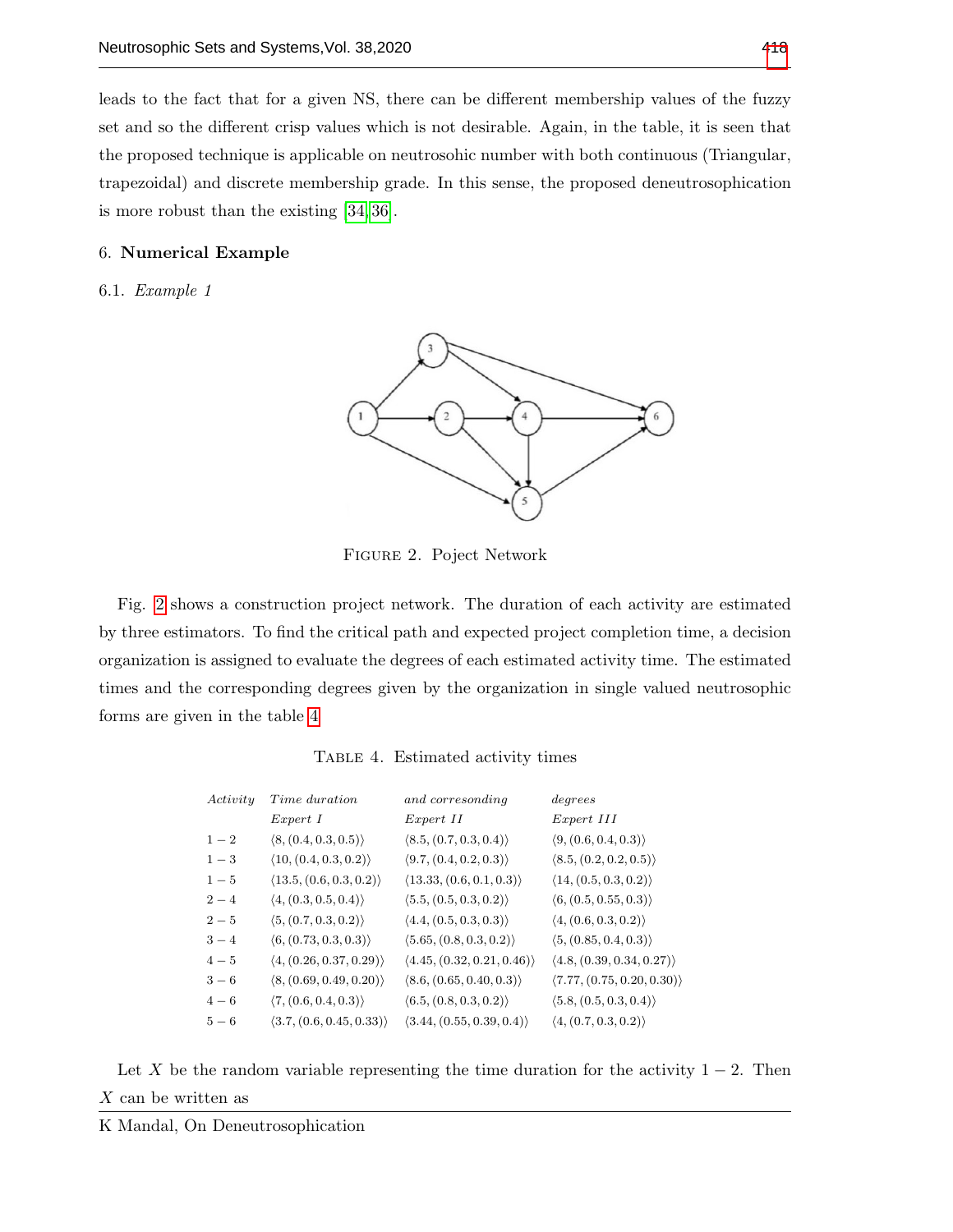leads to the fact that for a given NS, there can be different membership values of the fuzzy set and so the different crisp values which is not desirable. Again, in the table, it is seen that the proposed technique is applicable on neutrosohic number with both continuous (Triangular, trapezoidal) and discrete membership grade. In this sense, the proposed deneutrosophication is more robust than the existing [34, 36].

## 6. Numerical Example

### 6.1. *Example 1*

FIGURE 2. Poject Network

Fig. 2 shows a construction project network. The duration of each activity are estimated by three estimators. To find the critical path and expected project completion time, a decision organization is assigned to evaluate the degrees of each estimated activity time. The estimated times and the corresponding degrees given by the organization in single valued neutrosophic forms are given in the table 4

TABLE 4. Estimated activity times

| *Activity* | *Time duration* | *and corresonding* | *degrees* |
|---|---|---|---|
| | *Expert I* | *Expert II* | *Expert III* |
| $1-2$ | $\langle 8, (0.4, 0.3, 0.5)\rangle$ | $\langle 8.5, (0.7, 0.3, 0.4)\rangle$ | $\langle 9, (0.6, 0.4, 0.3)\rangle$ |
| $1-3$ | $\langle 10, (0.4, 0.3, 0.2)\rangle$ | $\langle 9.7, (0.4, 0.2, 0.3)\rangle$ | $\langle 8.5, (0.2, 0.2, 0.5)\rangle$ |
| $1-5$ | $\langle 13.5, (0.6, 0.3, 0.2)\rangle$ | $\langle 13.33, (0.6, 0.1, 0.3)\rangle$ | $\langle 14, (0.5, 0.3, 0.2)\rangle$ |
| $2-4$ | $\langle 4, (0.3, 0.5, 0.4)\rangle$ | $\langle 5.5, (0.5, 0.3, 0.2)\rangle$ | $\langle 6, (0.5, 0.55, 0.3)\rangle$ |
| $2-5$ | $\langle 5, (0.7, 0.3, 0.2)\rangle$ | $\langle 4.4, (0.5, 0.3, 0.3)\rangle$ | $\langle 4, (0.6, 0.3, 0.2)\rangle$ |
| $3-4$ | $\langle 6, (0.73, 0.3, 0.3)\rangle$ | $\langle 5.65, (0.8, 0.3, 0.2)\rangle$ | $\langle 5, (0.85, 0.4, 0.3)\rangle$ |
| $4-5$ | $\langle 4, (0.26, 0.37, 0.29)\rangle$ | $\langle 4.45, (0.32, 0.21, 0.46)\rangle$ | $\langle 4.8, (0.39, 0.34, 0.27)\rangle$ |
| $3-6$ | $\langle 8, (0.69, 0.49, 0.20)\rangle$ | $\langle 8.6, (0.65, 0.40, 0.3)\rangle$ | $\langle 7.77, (0.75, 0.20, 0.30)\rangle$ |
| $4-6$ | $\langle 7, (0.6, 0.4, 0.3)\rangle$ | $\langle 6.5, (0.8, 0.3, 0.2)\rangle$ | $\langle 5.8, (0.5, 0.3, 0.4)\rangle$ |
| $5-6$ | $\langle 3.7, (0.6, 0.45, 0.33)\rangle$ | $\langle 3.44, (0.55, 0.39, 0.4)\rangle$ | $\langle 4, (0.7, 0.3, 0.2)\rangle$ |

Let $X$ be the random variable representing the time duration for the activity $1-2$. Then $X$ can be written as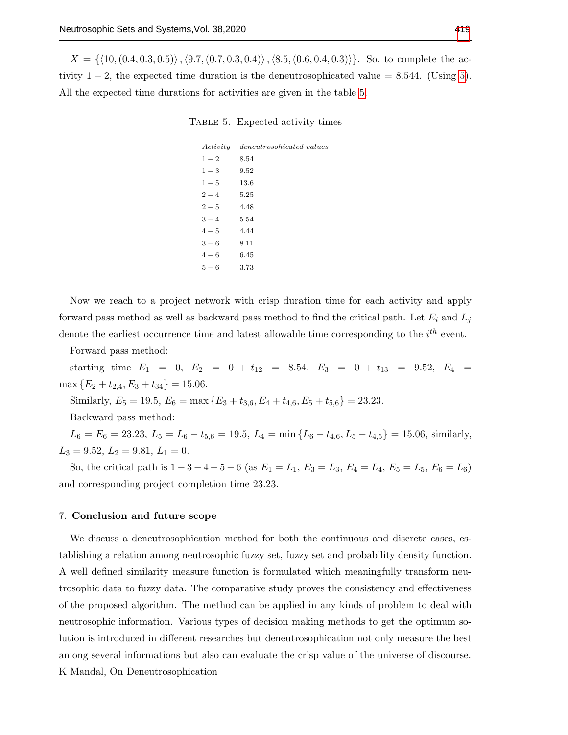$X = \{\langle 10, (0.4, 0.3, 0.5)\rangle, \langle 9.7, (0.7, 0.3, 0.4)\rangle, \langle 8.5, (0.6, 0.4, 0.3)\rangle\}$. So, to complete the activity $1-2$, the expected time duration is the deneutrosophicated value $= 8.544$. (Using 5). All the expected time durations for activities are given in the table 5.

TABLE 5. Expected activity times

| *Activity* | *deneutrosohicated values* |
|---|---|
| $1-2$ | 8.54 |
| $1-3$ | 9.52 |
| $1-5$ | 13.6 |
| $2-4$ | 5.25 |
| $2-5$ | 4.48 |
| $3-4$ | 5.54 |
| $4-5$ | 4.44 |
| $3-6$ | 8.11 |
| $4-6$ | 6.45 |
| $5-6$ | 3.73 |

Now we reach to a project network with crisp duration time for each activity and apply forward pass method as well as backward pass method to find the critical path. Let $E_i$ and $L_j$ denote the earliest occurrence time and latest allowable time corresponding to the $i^{th}$ event.

Forward pass method:

starting time $E_1 = 0$, $E_2 = 0 + t_{12} = 8.54$, $E_3 = 0 + t_{13} = 9.52$, $E_4 = \max\{E_2 + t_{2,4}, E_3 + t_{34}\} = 15.06$.

Similarly, $E_5 = 19.5$, $E_6 = \max\{E_3 + t_{3,6}, E_4 + t_{4,6}, E_5 + t_{5,6}\} = 23.23$.

Backward pass method:

$L_6 = E_6 = 23.23$, $L_5 = L_6 - t_{5,6} = 19.5$, $L_4 = \min\{L_6 - t_{4,6}, L_5 - t_{4,5}\} = 15.06$, similarly, $L_3 = 9.52$, $L_2 = 9.81$, $L_1 = 0$.

So, the critical path is $1-3-4-5-6$ (as $E_1 = L_1$, $E_3 = L_3$, $E_4 = L_4$, $E_5 = L_5$, $E_6 = L_6$) and corresponding project completion time 23.23.

## 7. Conclusion and future scope

We discuss a deneutrosophication method for both the continuous and discrete cases, establishing a relation among neutrosophic fuzzy set, fuzzy set and probability density function. A well defined similarity measure function is formulated which meaningfully transform neutrosophic data to fuzzy data. The comparative study proves the consistency and effectiveness of the proposed algorithm. The method can be applied in any kinds of problem to deal with neutrosophic information. Various types of decision making methods to get the optimum solution is introduced in different researches but deneutrosophication not only measure the best among several informations but also can evaluate the crisp value of the universe of discourse.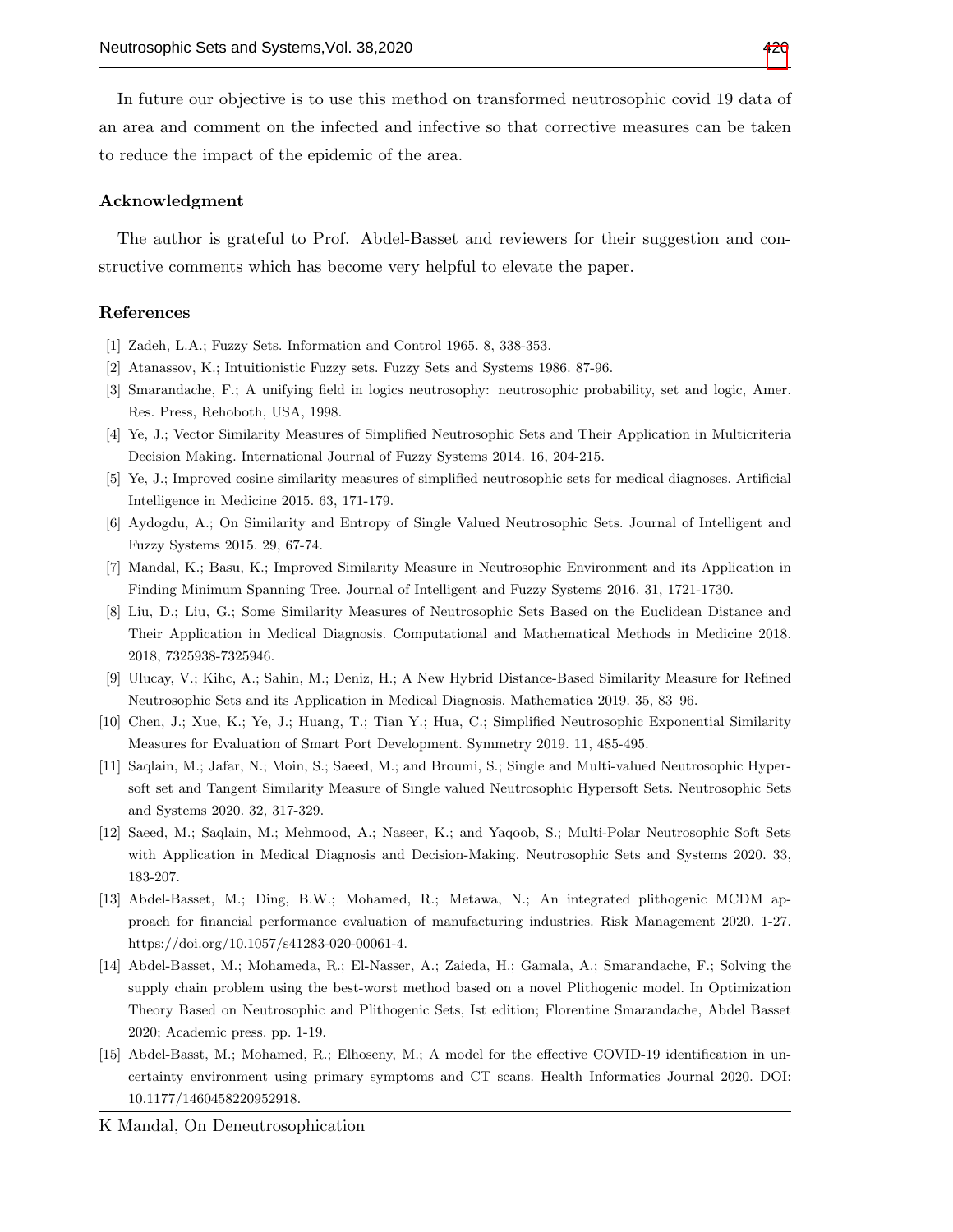In future our objective is to use this method on transformed neutrosophic covid 19 data of an area and comment on the infected and infective so that corrective measures can be taken to reduce the impact of the epidemic of the area.

## Acknowledgment

The author is grateful to Prof. Abdel-Basset and reviewers for their suggestion and constructive comments which has become very helpful to elevate the paper.

## References

[1] Zadeh, L.A.; Fuzzy Sets. Information and Control 1965. 8, 338-353.

[2] Atanassov, K.; Intuitionistic Fuzzy sets. Fuzzy Sets and Systems 1986. 87-96.

[3] Smarandache, F.; A unifying field in logics neutrosophy: neutrosophic probability, set and logic, Amer. Res. Press, Rehoboth, USA, 1998.

[4] Ye, J.; Vector Similarity Measures of Simplified Neutrosophic Sets and Their Application in Multicriteria Decision Making. International Journal of Fuzzy Systems 2014. 16, 204-215.

[5] Ye, J.; Improved cosine similarity measures of simplified neutrosophic sets for medical diagnoses. Artificial Intelligence in Medicine 2015. 63, 171-179.

[6] Aydogdu, A.; On Similarity and Entropy of Single Valued Neutrosophic Sets. Journal of Intelligent and Fuzzy Systems 2015. 29, 67-74.

[7] Mandal, K.; Basu, K.; Improved Similarity Measure in Neutrosophic Environment and its Application in Finding Minimum Spanning Tree. Journal of Intelligent and Fuzzy Systems 2016. 31, 1721-1730.

[8] Liu, D.; Liu, G.; Some Similarity Measures of Neutrosophic Sets Based on the Euclidean Distance and Their Application in Medical Diagnosis. Computational and Mathematical Methods in Medicine 2018. 2018, 7325938-7325946.

[9] Ulucay, V.; Kihc, A.; Sahin, M.; Deniz, H.; A New Hybrid Distance-Based Similarity Measure for Refined Neutrosophic Sets and its Application in Medical Diagnosis. Mathematica 2019. 35, 83–96.

[10] Chen, J.; Xue, K.; Ye, J.; Huang, T.; Tian Y.; Hua, C.; Simplified Neutrosophic Exponential Similarity Measures for Evaluation of Smart Port Development. Symmetry 2019. 11, 485-495.

[11] Saqlain, M.; Jafar, N.; Moin, S.; Saeed, M.; and Broumi, S.; Single and Multi-valued Neutrosophic Hypersoft set and Tangent Similarity Measure of Single valued Neutrosophic Hypersoft Sets. Neutrosophic Sets and Systems 2020. 32, 317-329.

[12] Saeed, M.; Saqlain, M.; Mehmood, A.; Naseer, K.; and Yaqoob, S.; Multi-Polar Neutrosophic Soft Sets with Application in Medical Diagnosis and Decision-Making. Neutrosophic Sets and Systems 2020. 33, 183-207.

[13] Abdel-Basset, M.; Ding, B.W.; Mohamed, R.; Metawa, N.; An integrated plithogenic MCDM approach for financial performance evaluation of manufacturing industries. Risk Management 2020. 1-27. https://doi.org/10.1057/s41283-020-00061-4.

[14] Abdel-Basset, M.; Mohameda, R.; El-Nasser, A.; Zaieda, H.; Gamala, A.; Smarandache, F.; Solving the supply chain problem using the best-worst method based on a novel Plithogenic model. In Optimization Theory Based on Neutrosophic and Plithogenic Sets, Ist edition; Florentine Smarandache, Abdel Basset 2020; Academic press. pp. 1-19.

[15] Abdel-Basst, M.; Mohamed, R.; Elhoseny, M.; A model for the effective COVID-19 identification in uncertainty environment using primary symptoms and CT scans. Health Informatics Journal 2020. DOI: 10.1177/1460458220952918.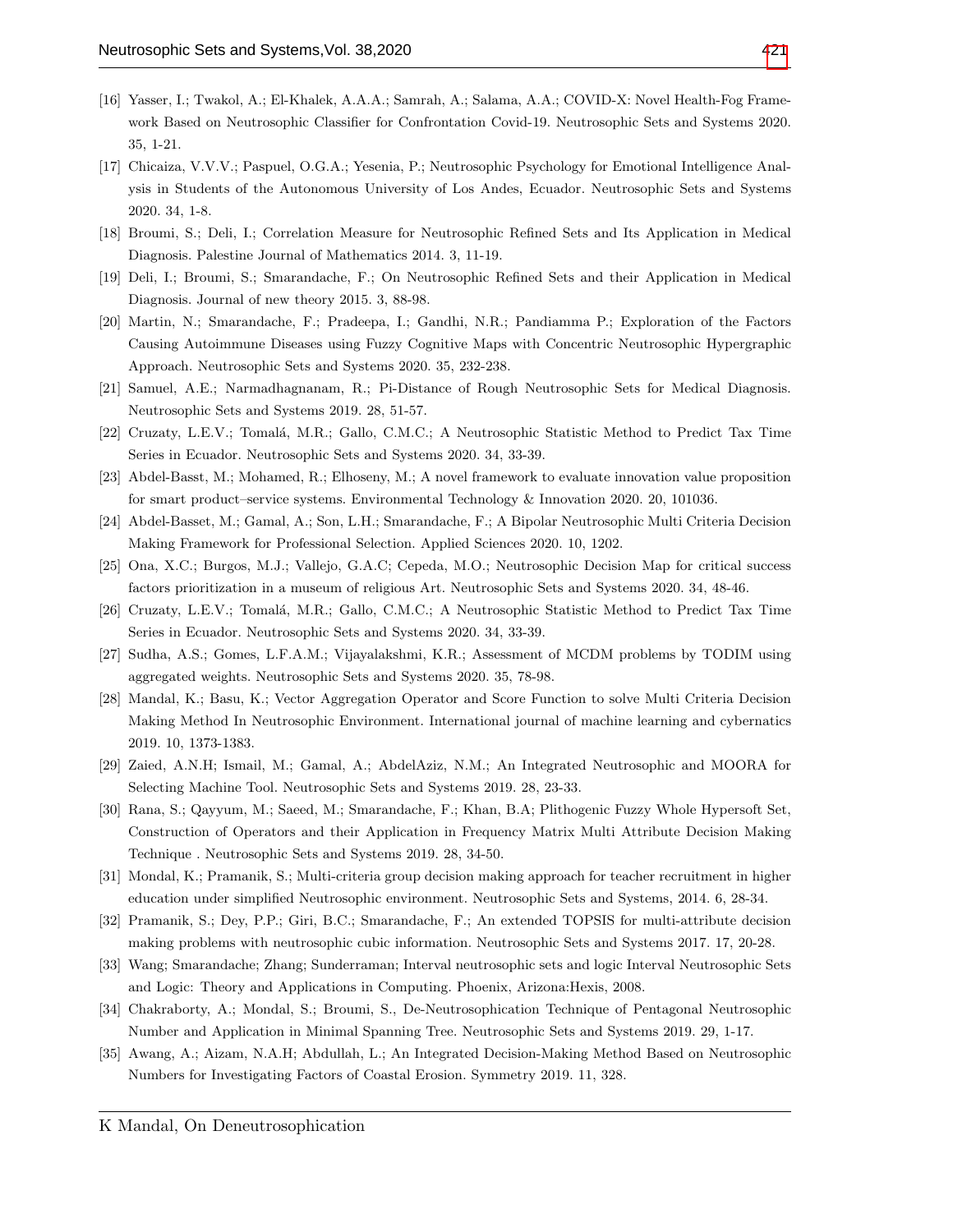[16] Yasser, I.; Twakol, A.; El-Khalek, A.A.A.; Samrah, A.; Salama, A.A.; COVID-X: Novel Health-Fog Framework Based on Neutrosophic Classifier for Confrontation Covid-19. Neutrosophic Sets and Systems 2020. 35, 1-21.

[17] Chicaiza, V.V.V.; Paspuel, O.G.A.; Yesenia, P.; Neutrosophic Psychology for Emotional Intelligence Analysis in Students of the Autonomous University of Los Andes, Ecuador. Neutrosophic Sets and Systems 2020. 34, 1-8.

[18] Broumi, S.; Deli, I.; Correlation Measure for Neutrosophic Refined Sets and Its Application in Medical Diagnosis. Palestine Journal of Mathematics 2014. 3, 11-19.

[19] Deli, I.; Broumi, S.; Smarandache, F.; On Neutrosophic Refined Sets and their Application in Medical Diagnosis. Journal of new theory 2015. 3, 88-98.

[20] Martin, N.; Smarandache, F.; Pradeepa, I.; Gandhi, N.R.; Pandiamma P.; Exploration of the Factors Causing Autoimmune Diseases using Fuzzy Cognitive Maps with Concentric Neutrosophic Hypergraphic Approach. Neutrosophic Sets and Systems 2020. 35, 232-238.

[21] Samuel, A.E.; Narmadhagnanam, R.; Pi-Distance of Rough Neutrosophic Sets for Medical Diagnosis. Neutrosophic Sets and Systems 2019. 28, 51-57.

[22] Cruzaty, L.E.V.; Tomalá, M.R.; Gallo, C.M.C.; A Neutrosophic Statistic Method to Predict Tax Time Series in Ecuador. Neutrosophic Sets and Systems 2020. 34, 33-39.

[23] Abdel-Basst, M.; Mohamed, R.; Elhoseny, M.; A novel framework to evaluate innovation value proposition for smart product–service systems. Environmental Technology & Innovation 2020. 20, 101036.

[24] Abdel-Basset, M.; Gamal, A.; Son, L.H.; Smarandache, F.; A Bipolar Neutrosophic Multi Criteria Decision Making Framework for Professional Selection. Applied Sciences 2020. 10, 1202.

[25] Ona, X.C.; Burgos, M.J.; Vallejo, G.A.C; Cepeda, M.O.; Neutrosophic Decision Map for critical success factors prioritization in a museum of religious Art. Neutrosophic Sets and Systems 2020. 34, 48-46.

[26] Cruzaty, L.E.V.; Tomalá, M.R.; Gallo, C.M.C.; A Neutrosophic Statistic Method to Predict Tax Time Series in Ecuador. Neutrosophic Sets and Systems 2020. 34, 33-39.

[27] Sudha, A.S.; Gomes, L.F.A.M.; Vijayalakshmi, K.R.; Assessment of MCDM problems by TODIM using aggregated weights. Neutrosophic Sets and Systems 2020. 35, 78-98.

[28] Mandal, K.; Basu, K.; Vector Aggregation Operator and Score Function to solve Multi Criteria Decision Making Method In Neutrosophic Environment. International journal of machine learning and cybernatics 2019. 10, 1373-1383.

[29] Zaied, A.N.H; Ismail, M.; Gamal, A.; AbdelAziz, N.M.; An Integrated Neutrosophic and MOORA for Selecting Machine Tool. Neutrosophic Sets and Systems 2019. 28, 23-33.

[30] Rana, S.; Qayyum, M.; Saeed, M.; Smarandache, F.; Khan, B.A; Plithogenic Fuzzy Whole Hypersoft Set, Construction of Operators and their Application in Frequency Matrix Multi Attribute Decision Making Technique . Neutrosophic Sets and Systems 2019. 28, 34-50.

[31] Mondal, K.; Pramanik, S.; Multi-criteria group decision making approach for teacher recruitment in higher education under simplified Neutrosophic environment. Neutrosophic Sets and Systems, 2014. 6, 28-34.

[32] Pramanik, S.; Dey, P.P.; Giri, B.C.; Smarandache, F.; An extended TOPSIS for multi-attribute decision making problems with neutrosophic cubic information. Neutrosophic Sets and Systems 2017. 17, 20-28.

[33] Wang; Smarandache; Zhang; Sunderraman; Interval neutrosophic sets and logic Interval Neutrosophic Sets and Logic: Theory and Applications in Computing. Phoenix, Arizona:Hexis, 2008.

[34] Chakraborty, A.; Mondal, S.; Broumi, S., De-Neutrosophication Technique of Pentagonal Neutrosophic Number and Application in Minimal Spanning Tree. Neutrosophic Sets and Systems 2019. 29, 1-17.

[35] Awang, A.; Aizam, N.A.H; Abdullah, L.; An Integrated Decision-Making Method Based on Neutrosophic Numbers for Investigating Factors of Coastal Erosion. Symmetry 2019. 11, 328.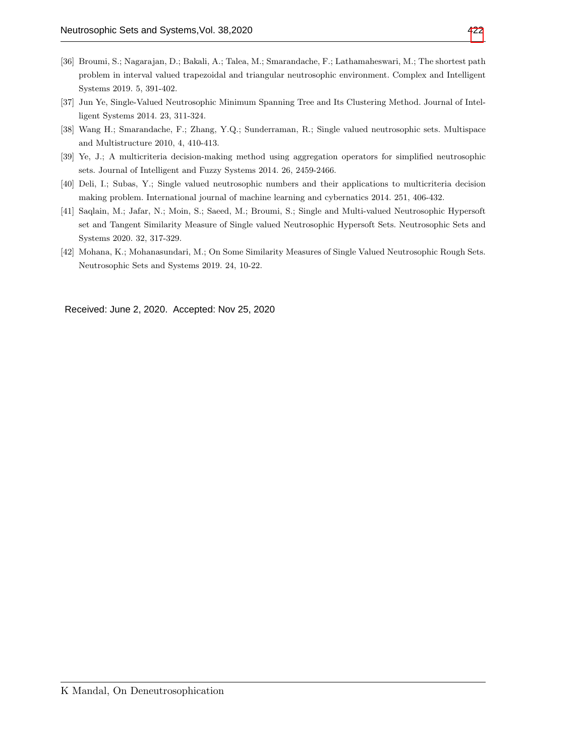[36] Broumi, S.; Nagarajan, D.; Bakali, A.; Talea, M.; Smarandache, F.; Lathamaheswari, M.; The shortest path problem in interval valued trapezoidal and triangular neutrosophic environment. Complex and Intelligent Systems 2019. 5, 391-402.

[37] Jun Ye, Single-Valued Neutrosophic Minimum Spanning Tree and Its Clustering Method. Journal of Intelligent Systems 2014. 23, 311-324.

[38] Wang H.; Smarandache, F.; Zhang, Y.Q.; Sunderraman, R.; Single valued neutrosophic sets. Multispace and Multistructure 2010, 4, 410-413.

[39] Ye, J.; A multicriteria decision-making method using aggregation operators for simplified neutrosophic sets. Journal of Intelligent and Fuzzy Systems 2014. 26, 2459-2466.

[40] Deli, I.; Subas, Y.; Single valued neutrosophic numbers and their applications to multicriteria decision making problem. International journal of machine learning and cybernatics 2014. 251, 406-432.

[41] Saqlain, M.; Jafar, N.; Moin, S.; Saeed, M.; Broumi, S.; Single and Multi-valued Neutrosophic Hypersoft set and Tangent Similarity Measure of Single valued Neutrosophic Hypersoft Sets. Neutrosophic Sets and Systems 2020. 32, 317-329.

[42] Mohana, K.; Mohanasundari, M.; On Some Similarity Measures of Single Valued Neutrosophic Rough Sets. Neutrosophic Sets and Systems 2019. 24, 10-22.

Received: June 2, 2020. Accepted: Nov 25, 2020